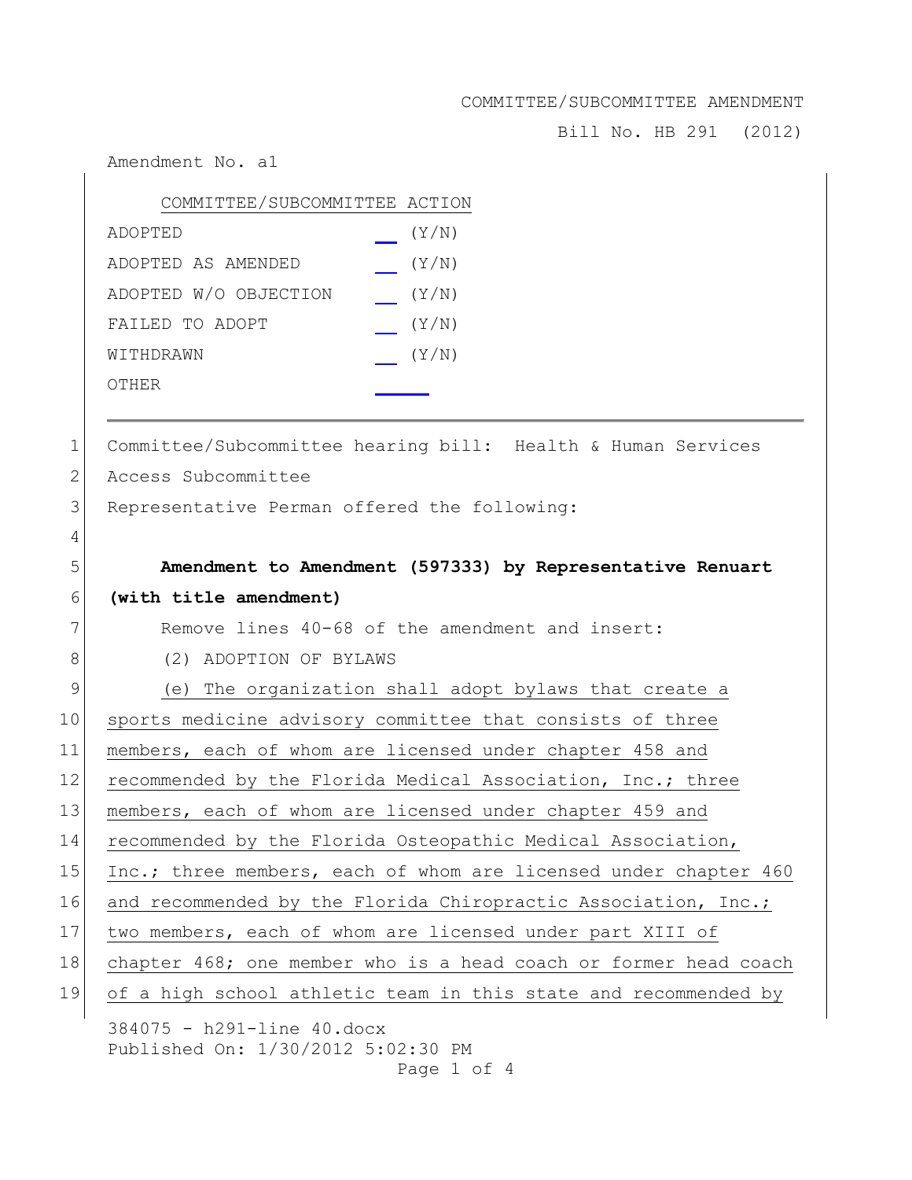COMMITTEE/SUBCOMMITTEE AMENDMENT

Bill No. HB 291 (2012)

Amendment No. a1

| COMMITTEE/SUBCOMMITTEE ACTION | |
|---|---|
| ADOPTED | __ (Y/N) |
| ADOPTED AS AMENDED | __ (Y/N) |
| ADOPTED W/O OBJECTION | __ (Y/N) |
| FAILED TO ADOPT | __ (Y/N) |
| WITHDRAWN | __ (Y/N) |
| OTHER | ____ |

---

1 Committee/Subcommittee hearing bill: Health & Human Services
2 Access Subcommittee
3 Representative Perman offered the following:
4
5 **Amendment to Amendment (597333) by Representative Renuart**
6 **(with title amendment)**
7 Remove lines 40-68 of the amendment and insert:
8 (2) ADOPTION OF BYLAWS
9 (e) The organization shall adopt bylaws that create a
10 sports medicine advisory committee that consists of three
11 members, each of whom are licensed under chapter 458 and
12 recommended by the Florida Medical Association, Inc.; three
13 members, each of whom are licensed under chapter 459 and
14 recommended by the Florida Osteopathic Medical Association,
15 Inc.; three members, each of whom are licensed under chapter 460
16 and recommended by the Florida Chiropractic Association, Inc.;
17 two members, each of whom are licensed under part XIII of
18 chapter 468; one member who is a head coach or former head coach
19 of a high school athletic team in this state and recommended by

384075 - h291-line 40.docx
Published On: 1/30/2012 5:02:30 PM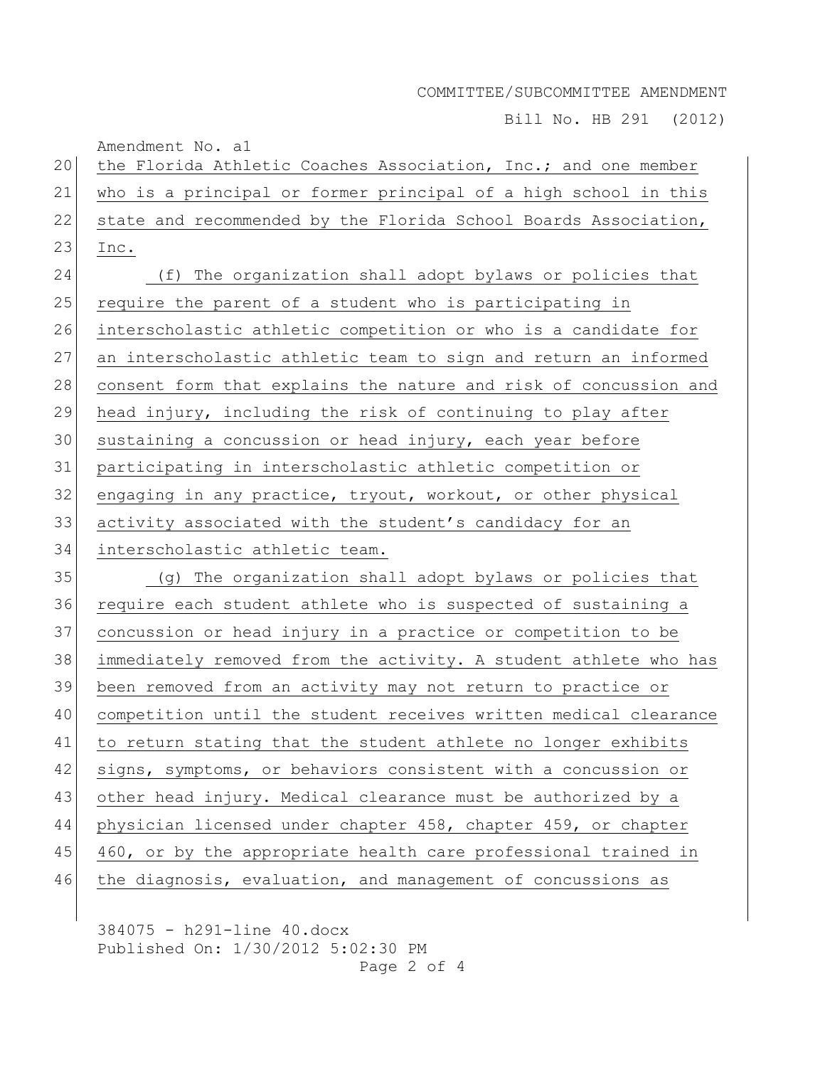Amendment No. a1

the Florida Athletic Coaches Association, Inc.; and one member who is a principal or former principal of a high school in this state and recommended by the Florida School Boards Association, Inc.

(f) The organization shall adopt bylaws or policies that require the parent of a student who is participating in interscholastic athletic competition or who is a candidate for an interscholastic athletic team to sign and return an informed consent form that explains the nature and risk of concussion and head injury, including the risk of continuing to play after sustaining a concussion or head injury, each year before participating in interscholastic athletic competition or engaging in any practice, tryout, workout, or other physical activity associated with the student's candidacy for an interscholastic athletic team.

(g) The organization shall adopt bylaws or policies that require each student athlete who is suspected of sustaining a concussion or head injury in a practice or competition to be immediately removed from the activity. A student athlete who has been removed from an activity may not return to practice or competition until the student receives written medical clearance to return stating that the student athlete no longer exhibits signs, symptoms, or behaviors consistent with a concussion or other head injury. Medical clearance must be authorized by a physician licensed under chapter 458, chapter 459, or chapter 460, or by the appropriate health care professional trained in the diagnosis, evaluation, and management of concussions as

384075 - h291-line 40.docx
Published On: 1/30/2012 5:02:30 PM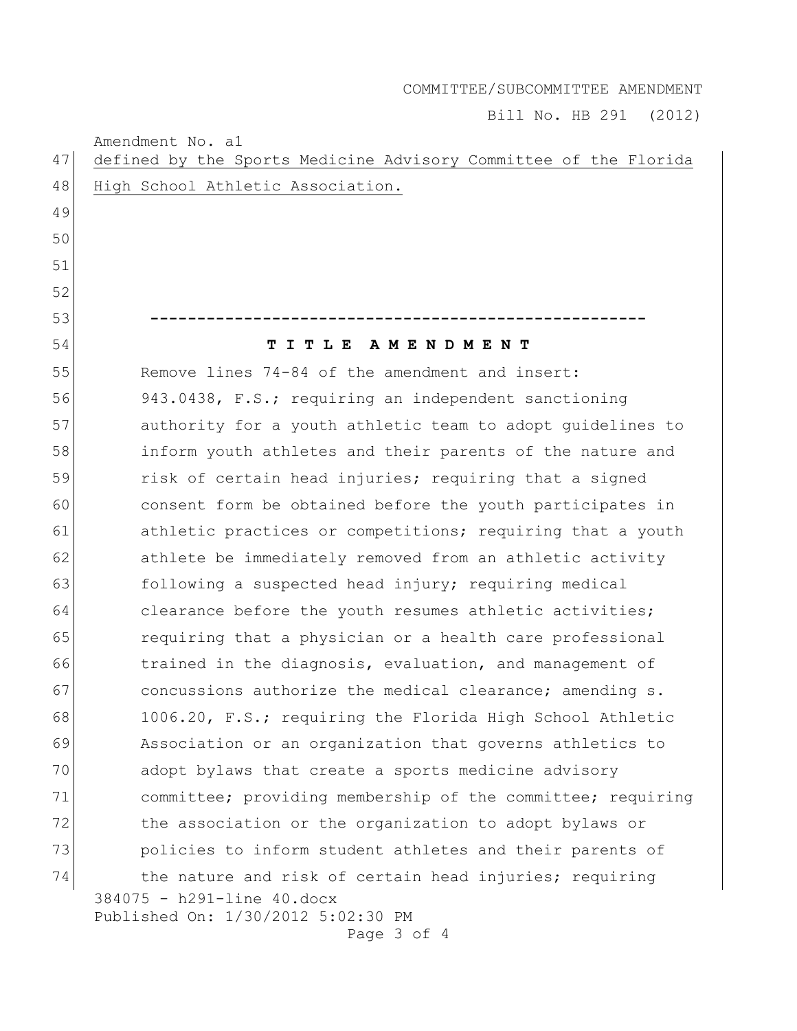defined by the Sports Medicine Advisory Committee of the Florida High School Athletic Association.

-----------------------------------------------------

## T I T L E  A M E N D M E N T

Remove lines 74-84 of the amendment and insert:

943.0438, F.S.; requiring an independent sanctioning authority for a youth athletic team to adopt guidelines to inform youth athletes and their parents of the nature and risk of certain head injuries; requiring that a signed consent form be obtained before the youth participates in athletic practices or competitions; requiring that a youth athlete be immediately removed from an athletic activity following a suspected head injury; requiring medical clearance before the youth resumes athletic activities; requiring that a physician or a health care professional trained in the diagnosis, evaluation, and management of concussions authorize the medical clearance; amending s. 1006.20, F.S.; requiring the Florida High School Athletic Association or an organization that governs athletics to adopt bylaws that create a sports medicine advisory committee; providing membership of the committee; requiring the association or the organization to adopt bylaws or policies to inform student athletes and their parents of the nature and risk of certain head injuries; requiring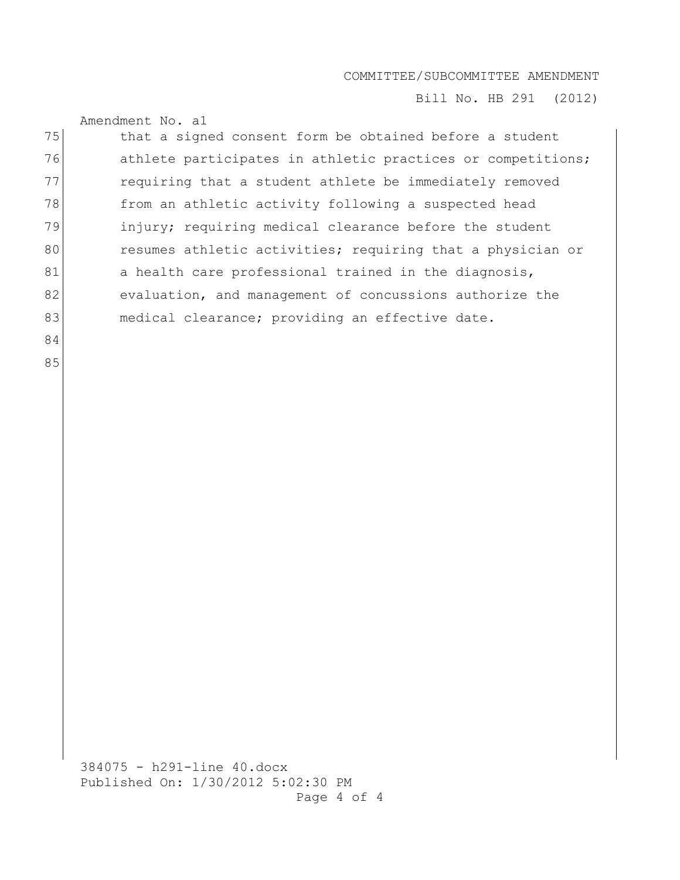that a signed consent form be obtained before a student athlete participates in athletic practices or competitions; requiring that a student athlete be immediately removed from an athletic activity following a suspected head injury; requiring medical clearance before the student resumes athletic activities; requiring that a physician or a health care professional trained in the diagnosis, evaluation, and management of concussions authorize the medical clearance; providing an effective date.